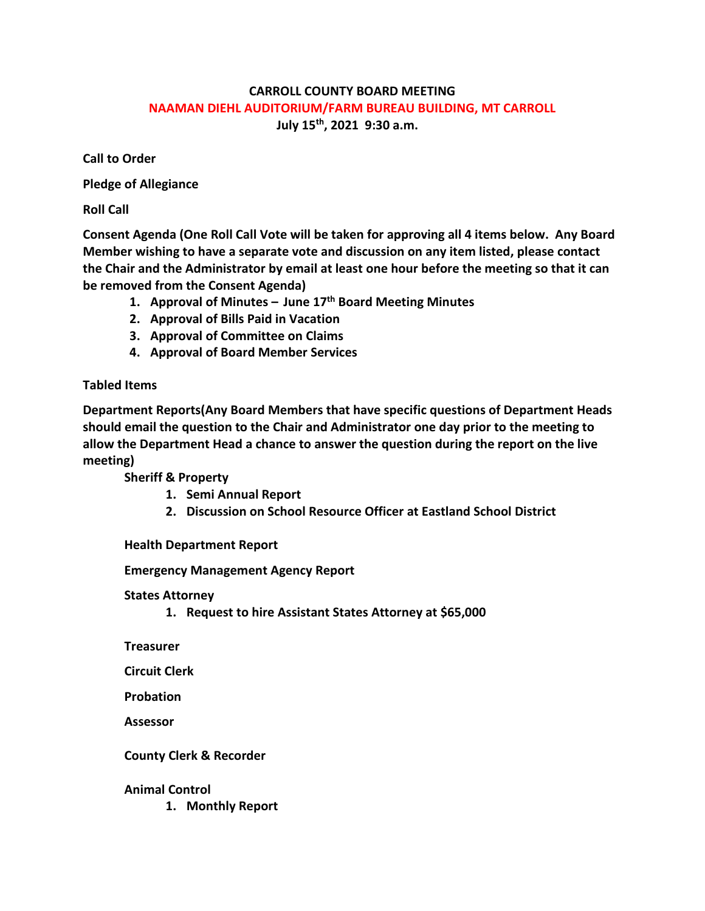# CARROLL COUNTY BOARD MEETING

## NAAMAN DIEHL AUDITORIUM/FARM BUREAU BUILDING, MT CARROLL

**July 15th, 2021 9:30 a.m.**

**Call to Order**

**Pledge of Allegiance**

**Roll Call**

**Consent Agenda (One Roll Call Vote will be taken for approving all 4 items below. Any Board Member wishing to have a separate vote and discussion on any item listed, please contact the Chair and the Administrator by email at least one hour before the meeting so that it can be removed from the Consent Agenda)**

1. **Approval of Minutes – June 17th Board Meeting Minutes**
2. **Approval of Bills Paid in Vacation**
3. **Approval of Committee on Claims**
4. **Approval of Board Member Services**

**Tabled Items**

**Department Reports(Any Board Members that have specific questions of Department Heads should email the question to the Chair and Administrator one day prior to the meeting to allow the Department Head a chance to answer the question during the report on the live meeting)**

**Sheriff & Property**

1. **Semi Annual Report**
2. **Discussion on School Resource Officer at Eastland School District**

**Health Department Report**

**Emergency Management Agency Report**

**States Attorney**

1. **Request to hire Assistant States Attorney at $65,000**

**Treasurer**

**Circuit Clerk**

**Probation**

**Assessor**

**County Clerk & Recorder**

**Animal Control**

1. **Monthly Report**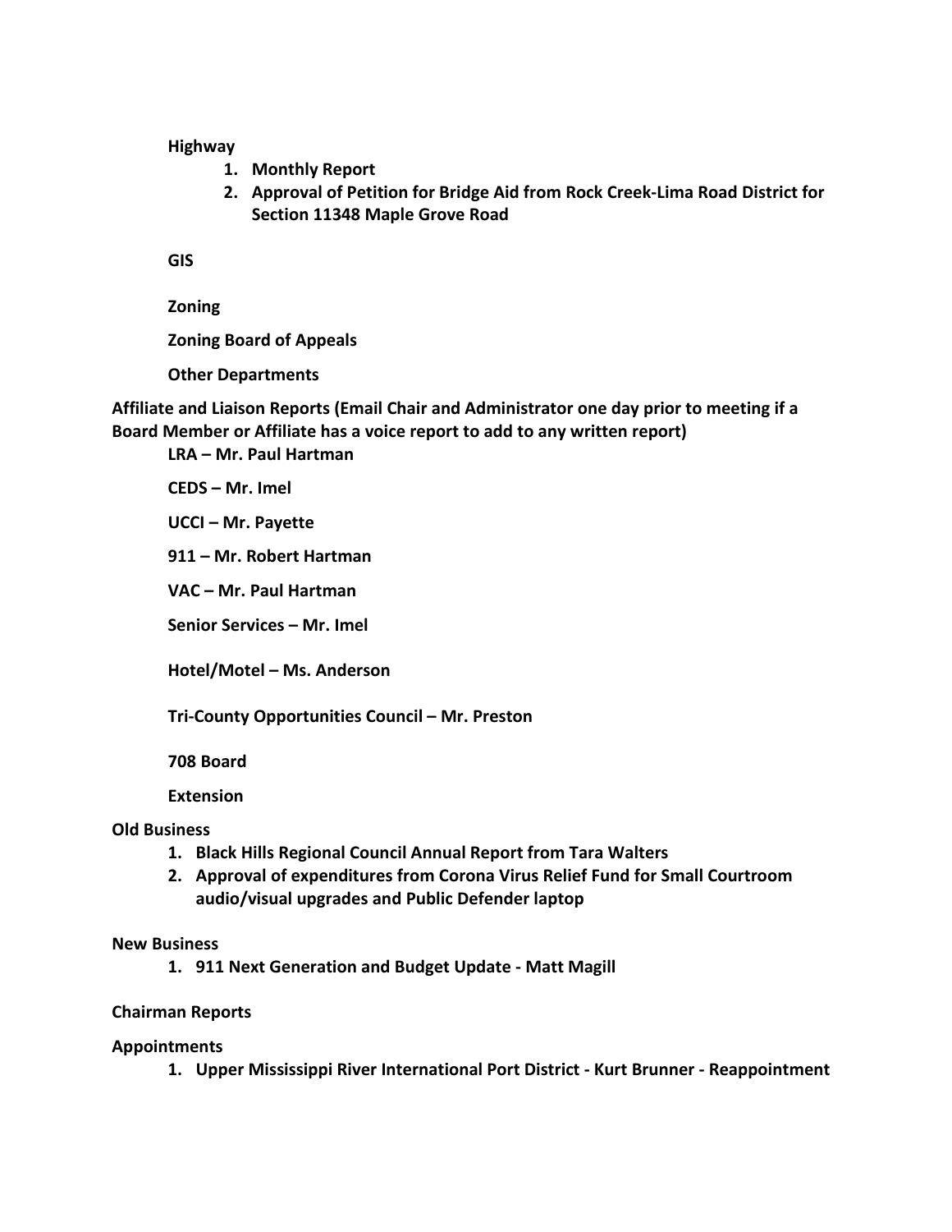**Highway**

1. **Monthly Report**
2. **Approval of Petition for Bridge Aid from Rock Creek-Lima Road District for Section 11348 Maple Grove Road**

**GIS**

**Zoning**

**Zoning Board of Appeals**

**Other Departments**

**Affiliate and Liaison Reports (Email Chair and Administrator one day prior to meeting if a Board Member or Affiliate has a voice report to add to any written report)**

**LRA – Mr. Paul Hartman**

**CEDS – Mr. Imel**

**UCCI – Mr. Payette**

**911 – Mr. Robert Hartman**

**VAC – Mr. Paul Hartman**

**Senior Services – Mr. Imel**

**Hotel/Motel – Ms. Anderson**

**Tri-County Opportunities Council – Mr. Preston**

**708 Board**

**Extension**

**Old Business**

1. **Black Hills Regional Council Annual Report from Tara Walters**
2. **Approval of expenditures from Corona Virus Relief Fund for Small Courtroom audio/visual upgrades and Public Defender laptop**

**New Business**

1. **911 Next Generation and Budget Update - Matt Magill**

**Chairman Reports**

**Appointments**

1. **Upper Mississippi River International Port District - Kurt Brunner - Reappointment**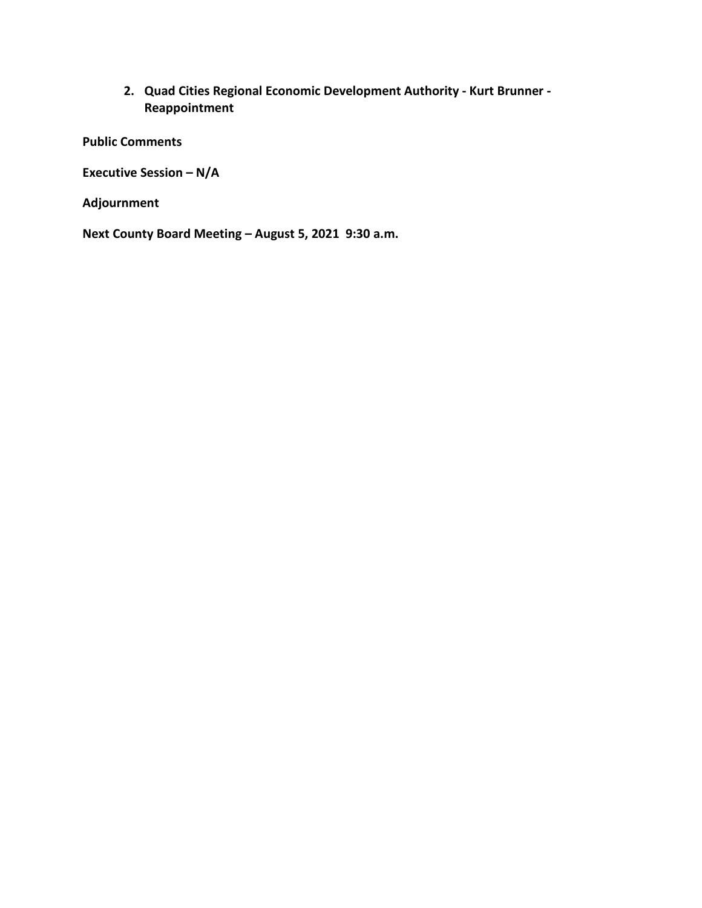2. **Quad Cities Regional Economic Development Authority - Kurt Brunner - Reappointment**

**Public Comments**

**Executive Session – N/A**

**Adjournment**

**Next County Board Meeting – August 5, 2021 9:30 a.m.**